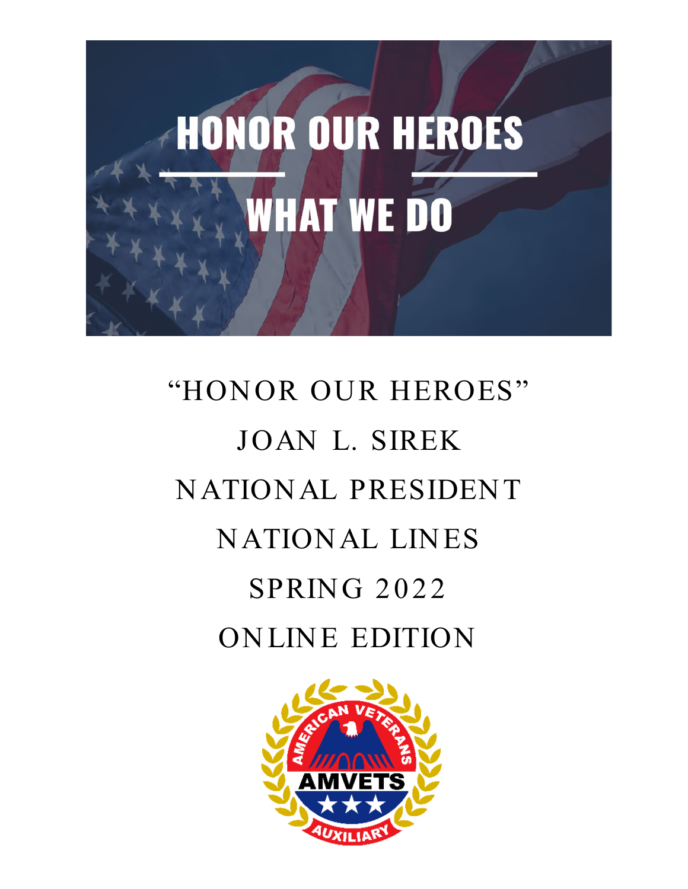HONOR OUR HEROES

WHAT WE DO

"HONOR OUR HEROES"

JOAN L. SIREK

NATIONAL PRESIDENT

NATIONAL LINES

SPRING 2022

ONLINE EDITION

AMERICAN VETERANS AMVETS AUXILIARY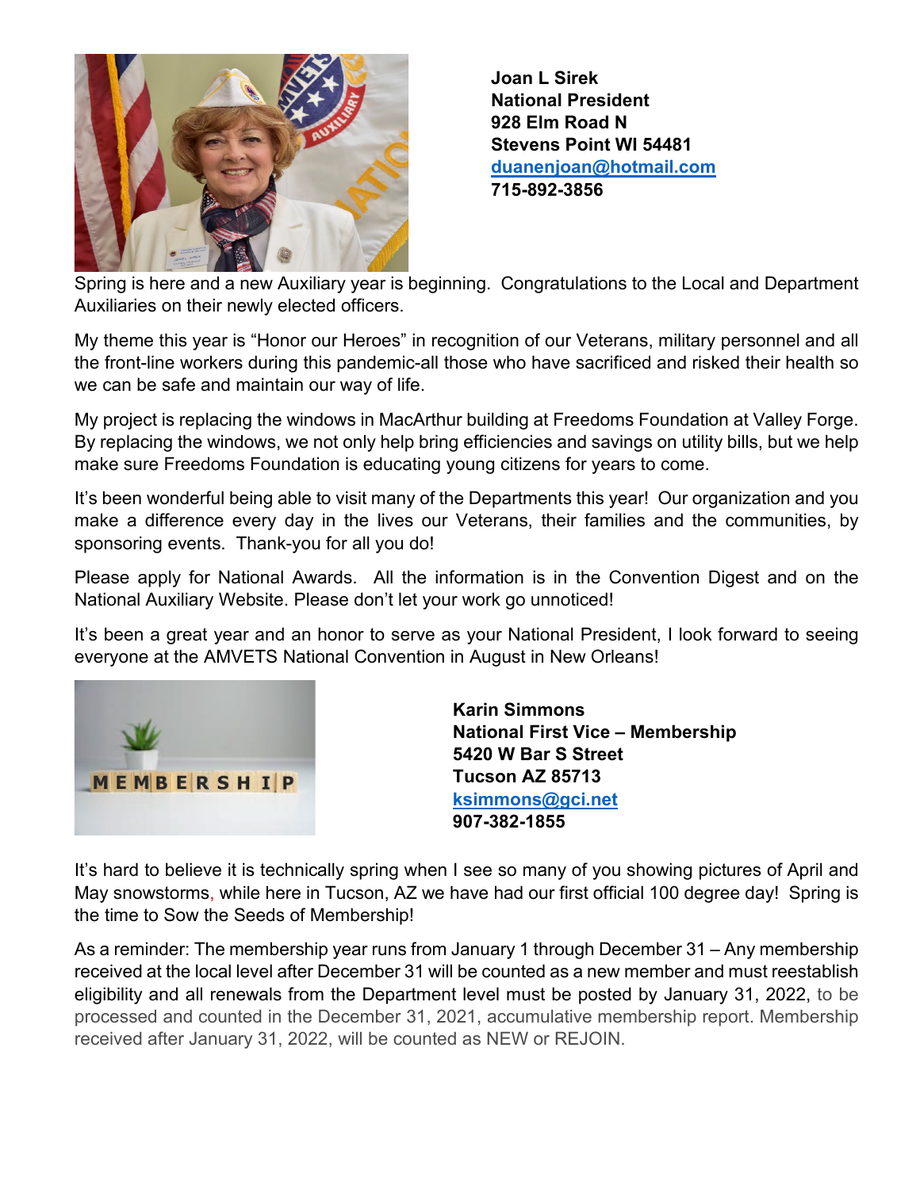**Joan L Sirek**
**National President**
**928 Elm Road N**
**Stevens Point WI 54481**
**duanenjoan@hotmail.com**
**715-892-3856**

Spring is here and a new Auxiliary year is beginning. Congratulations to the Local and Department Auxiliaries on their newly elected officers.

My theme this year is "Honor our Heroes" in recognition of our Veterans, military personnel and all the front-line workers during this pandemic-all those who have sacrificed and risked their health so we can be safe and maintain our way of life.

My project is replacing the windows in MacArthur building at Freedoms Foundation at Valley Forge. By replacing the windows, we not only help bring efficiencies and savings on utility bills, but we help make sure Freedoms Foundation is educating young citizens for years to come.

It's been wonderful being able to visit many of the Departments this year! Our organization and you make a difference every day in the lives our Veterans, their families and the communities, by sponsoring events. Thank-you for all you do!

Please apply for National Awards. All the information is in the Convention Digest and on the National Auxiliary Website. Please don't let your work go unnoticed!

It's been a great year and an honor to serve as your National President, I look forward to seeing everyone at the AMVETS National Convention in August in New Orleans!

**Karin Simmons**
**National First Vice – Membership**
**5420 W Bar S Street**
**Tucson AZ 85713**
**ksimmons@gci.net**
**907-382-1855**

It's hard to believe it is technically spring when I see so many of you showing pictures of April and May snowstorms, while here in Tucson, AZ we have had our first official 100 degree day! Spring is the time to Sow the Seeds of Membership!

As a reminder: The membership year runs from January 1 through December 31 – Any membership received at the local level after December 31 will be counted as a new member and must reestablish eligibility and all renewals from the Department level must be posted by January 31, 2022, to be processed and counted in the December 31, 2021, accumulative membership report. Membership received after January 31, 2022, will be counted as NEW or REJOIN.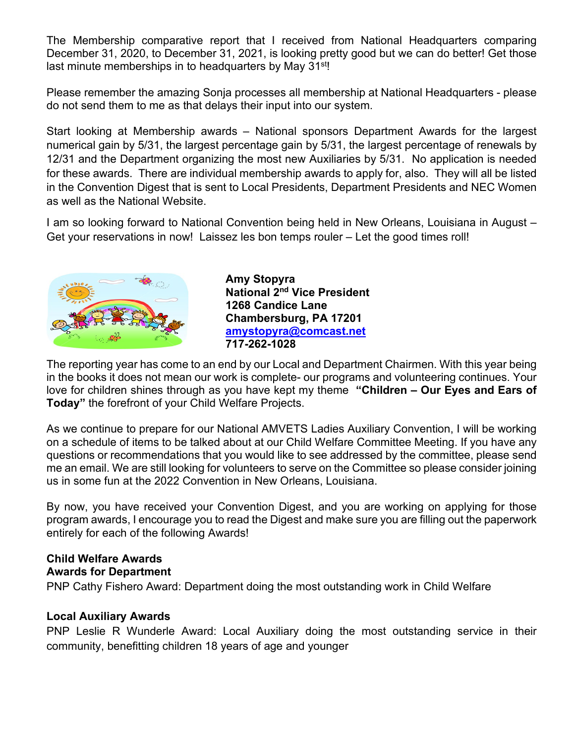The Membership comparative report that I received from National Headquarters comparing December 31, 2020, to December 31, 2021, is looking pretty good but we can do better! Get those last minute memberships in to headquarters by May 31st!

Please remember the amazing Sonja processes all membership at National Headquarters - please do not send them to me as that delays their input into our system.

Start looking at Membership awards – National sponsors Department Awards for the largest numerical gain by 5/31, the largest percentage gain by 5/31, the largest percentage of renewals by 12/31 and the Department organizing the most new Auxiliaries by 5/31. No application is needed for these awards. There are individual membership awards to apply for, also. They will all be listed in the Convention Digest that is sent to Local Presidents, Department Presidents and NEC Women as well as the National Website.

I am so looking forward to National Convention being held in New Orleans, Louisiana in August – Get your reservations in now! Laissez les bon temps rouler – Let the good times roll!

**Amy Stopyra**
**National 2nd Vice President**
**1268 Candice Lane**
**Chambersburg, PA 17201**
**amystopyra@comcast.net**
**717-262-1028**

The reporting year has come to an end by our Local and Department Chairmen. With this year being in the books it does not mean our work is complete- our programs and volunteering continues. Your love for children shines through as you have kept my theme **"Children – Our Eyes and Ears of Today"** the forefront of your Child Welfare Projects.

As we continue to prepare for our National AMVETS Ladies Auxiliary Convention, I will be working on a schedule of items to be talked about at our Child Welfare Committee Meeting. If you have any questions or recommendations that you would like to see addressed by the committee, please send me an email. We are still looking for volunteers to serve on the Committee so please consider joining us in some fun at the 2022 Convention in New Orleans, Louisiana.

By now, you have received your Convention Digest, and you are working on applying for those program awards, I encourage you to read the Digest and make sure you are filling out the paperwork entirely for each of the following Awards!

**Child Welfare Awards**
**Awards for Department**

PNP Cathy Fishero Award: Department doing the most outstanding work in Child Welfare

**Local Auxiliary Awards**

PNP Leslie R Wunderle Award: Local Auxiliary doing the most outstanding service in their community, benefitting children 18 years of age and younger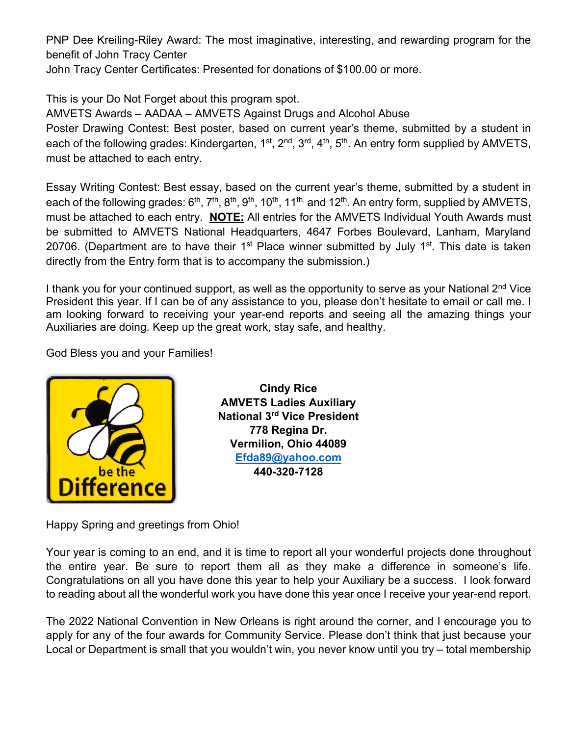PNP Dee Kreiling-Riley Award: The most imaginative, interesting, and rewarding program for the benefit of John Tracy Center
John Tracy Center Certificates: Presented for donations of $100.00 or more.

This is your Do Not Forget about this program spot.
AMVETS Awards – AADAA – AMVETS Against Drugs and Alcohol Abuse
Poster Drawing Contest: Best poster, based on current year's theme, submitted by a student in each of the following grades: Kindergarten, 1st, 2nd, 3rd, 4th, 5th. An entry form supplied by AMVETS, must be attached to each entry.

Essay Writing Contest: Best essay, based on the current year's theme, submitted by a student in each of the following grades: 6th, 7th, 8th, 9th, 10th, 11th, and 12th. An entry form, supplied by AMVETS, must be attached to each entry. **NOTE:** All entries for the AMVETS Individual Youth Awards must be submitted to AMVETS National Headquarters, 4647 Forbes Boulevard, Lanham, Maryland 20706. (Department are to have their 1st Place winner submitted by July 1st. This date is taken directly from the Entry form that is to accompany the submission.)

I thank you for your continued support, as well as the opportunity to serve as your National 2nd Vice President this year. If I can be of any assistance to you, please don't hesitate to email or call me. I am looking forward to receiving your year-end reports and seeing all the amazing things your Auxiliaries are doing. Keep up the great work, stay safe, and healthy.

God Bless you and your Families!

be the Difference

**Cindy Rice**
**AMVETS Ladies Auxiliary**
**National 3rd Vice President**
**778 Regina Dr.**
**Vermilion, Ohio 44089**
**Efda89@yahoo.com**
**440-320-7128**

Happy Spring and greetings from Ohio!

Your year is coming to an end, and it is time to report all your wonderful projects done throughout the entire year. Be sure to report them all as they make a difference in someone's life. Congratulations on all you have done this year to help your Auxiliary be a success. I look forward to reading about all the wonderful work you have done this year once I receive your year-end report.

The 2022 National Convention in New Orleans is right around the corner, and I encourage you to apply for any of the four awards for Community Service. Please don't think that just because your Local or Department is small that you wouldn't win, you never know until you try – total membership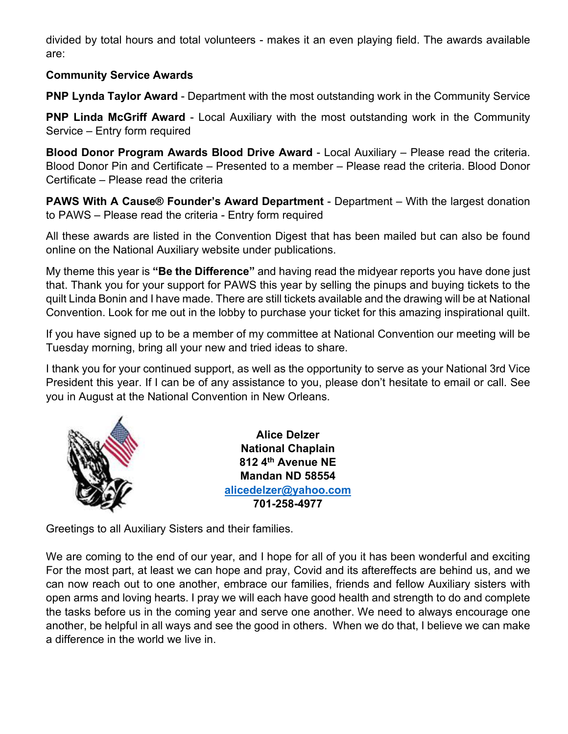divided by total hours and total volunteers - makes it an even playing field. The awards available are:

**Community Service Awards**

**PNP Lynda Taylor Award** - Department with the most outstanding work in the Community Service

**PNP Linda McGriff Award** - Local Auxiliary with the most outstanding work in the Community Service – Entry form required

**Blood Donor Program Awards Blood Drive Award** - Local Auxiliary – Please read the criteria. Blood Donor Pin and Certificate – Presented to a member – Please read the criteria. Blood Donor Certificate – Please read the criteria

**PAWS With A Cause® Founder's Award Department** - Department – With the largest donation to PAWS – Please read the criteria - Entry form required

All these awards are listed in the Convention Digest that has been mailed but can also be found online on the National Auxiliary website under publications.

My theme this year is **"Be the Difference"** and having read the midyear reports you have done just that. Thank you for your support for PAWS this year by selling the pinups and buying tickets to the quilt Linda Bonin and I have made. There are still tickets available and the drawing will be at National Convention. Look for me out in the lobby to purchase your ticket for this amazing inspirational quilt.

If you have signed up to be a member of my committee at National Convention our meeting will be Tuesday morning, bring all your new and tried ideas to share.

I thank you for your continued support, as well as the opportunity to serve as your National 3rd Vice President this year. If I can be of any assistance to you, please don't hesitate to email or call. See you in August at the National Convention in New Orleans.

**Alice Delzer**
**National Chaplain**
**812 4th Avenue NE**
**Mandan ND 58554**
**alicedelzer@yahoo.com**
**701-258-4977**

Greetings to all Auxiliary Sisters and their families.

We are coming to the end of our year, and I hope for all of you it has been wonderful and exciting For the most part, at least we can hope and pray, Covid and its aftereffects are behind us, and we can now reach out to one another, embrace our families, friends and fellow Auxiliary sisters with open arms and loving hearts. I pray we will each have good health and strength to do and complete the tasks before us in the coming year and serve one another. We need to always encourage one another, be helpful in all ways and see the good in others. When we do that, I believe we can make a difference in the world we live in.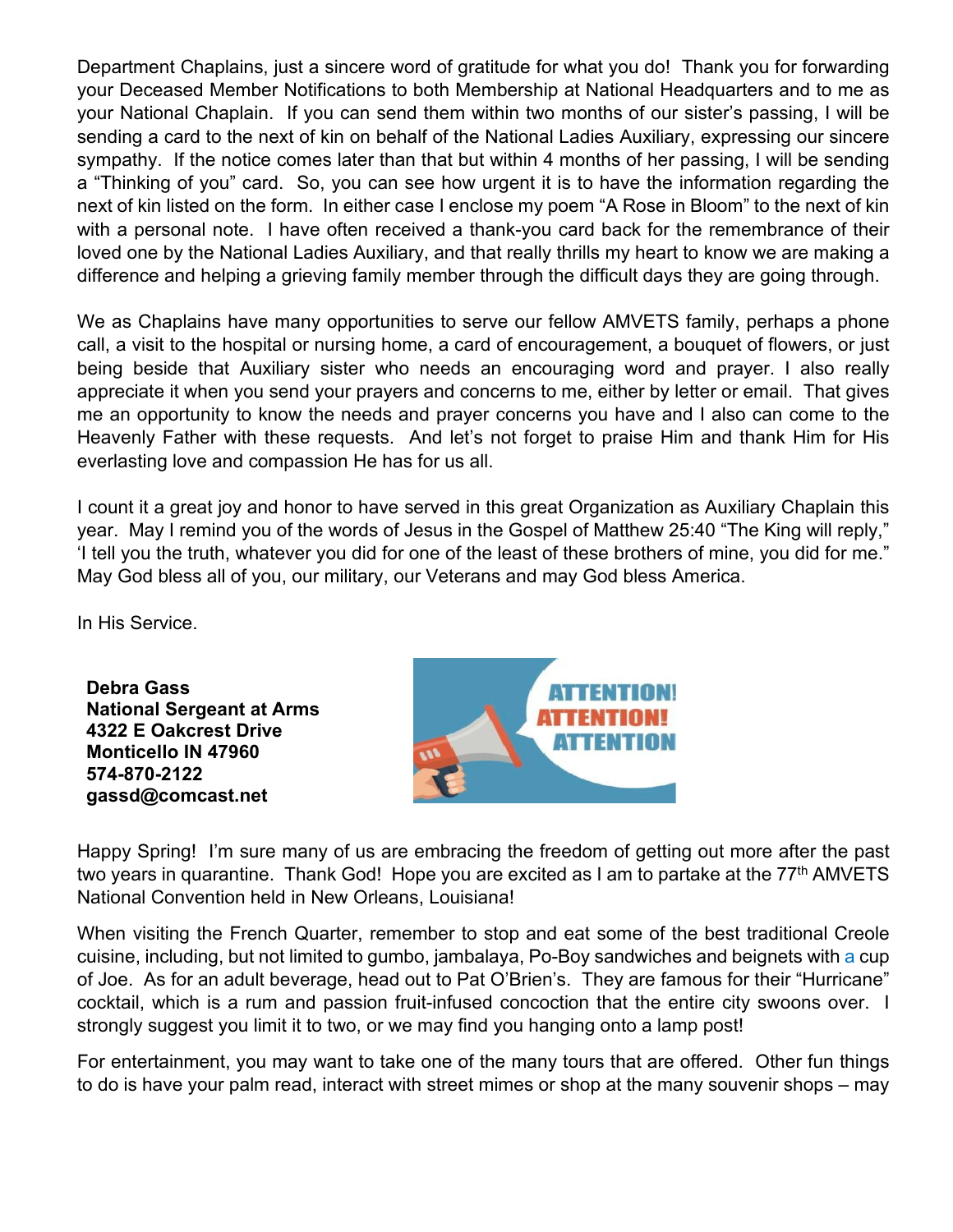Department Chaplains, just a sincere word of gratitude for what you do! Thank you for forwarding your Deceased Member Notifications to both Membership at National Headquarters and to me as your National Chaplain. If you can send them within two months of our sister's passing, I will be sending a card to the next of kin on behalf of the National Ladies Auxiliary, expressing our sincere sympathy. If the notice comes later than that but within 4 months of her passing, I will be sending a "Thinking of you" card. So, you can see how urgent it is to have the information regarding the next of kin listed on the form. In either case I enclose my poem "A Rose in Bloom" to the next of kin with a personal note. I have often received a thank-you card back for the remembrance of their loved one by the National Ladies Auxiliary, and that really thrills my heart to know we are making a difference and helping a grieving family member through the difficult days they are going through.

We as Chaplains have many opportunities to serve our fellow AMVETS family, perhaps a phone call, a visit to the hospital or nursing home, a card of encouragement, a bouquet of flowers, or just being beside that Auxiliary sister who needs an encouraging word and prayer. I also really appreciate it when you send your prayers and concerns to me, either by letter or email. That gives me an opportunity to know the needs and prayer concerns you have and I also can come to the Heavenly Father with these requests. And let's not forget to praise Him and thank Him for His everlasting love and compassion He has for us all.

I count it a great joy and honor to have served in this great Organization as Auxiliary Chaplain this year. May I remind you of the words of Jesus in the Gospel of Matthew 25:40 "The King will reply," 'I tell you the truth, whatever you did for one of the least of these brothers of mine, you did for me." May God bless all of you, our military, our Veterans and may God bless America.

In His Service.

**Debra Gass**
**National Sergeant at Arms**
**4322 E Oakcrest Drive**
**Monticello IN 47960**
**574-870-2122**
**gassd@comcast.net**

ATTENTION! ATTENTION! ATTENTION

Happy Spring! I'm sure many of us are embracing the freedom of getting out more after the past two years in quarantine. Thank God! Hope you are excited as I am to partake at the 77th AMVETS National Convention held in New Orleans, Louisiana!

When visiting the French Quarter, remember to stop and eat some of the best traditional Creole cuisine, including, but not limited to gumbo, jambalaya, Po-Boy sandwiches and beignets with a cup of Joe. As for an adult beverage, head out to Pat O'Brien's. They are famous for their "Hurricane" cocktail, which is a rum and passion fruit-infused concoction that the entire city swoons over. I strongly suggest you limit it to two, or we may find you hanging onto a lamp post!

For entertainment, you may want to take one of the many tours that are offered. Other fun things to do is have your palm read, interact with street mimes or shop at the many souvenir shops – may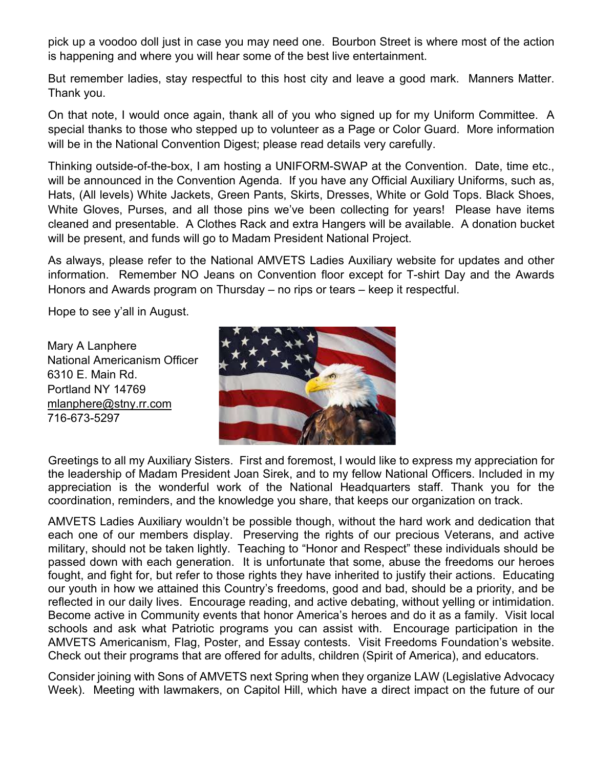pick up a voodoo doll just in case you may need one. Bourbon Street is where most of the action is happening and where you will hear some of the best live entertainment.

But remember ladies, stay respectful to this host city and leave a good mark. Manners Matter. Thank you.

On that note, I would once again, thank all of you who signed up for my Uniform Committee. A special thanks to those who stepped up to volunteer as a Page or Color Guard. More information will be in the National Convention Digest; please read details very carefully.

Thinking outside-of-the-box, I am hosting a UNIFORM-SWAP at the Convention. Date, time etc., will be announced in the Convention Agenda. If you have any Official Auxiliary Uniforms, such as, Hats, (All levels) White Jackets, Green Pants, Skirts, Dresses, White or Gold Tops. Black Shoes, White Gloves, Purses, and all those pins we've been collecting for years! Please have items cleaned and presentable. A Clothes Rack and extra Hangers will be available. A donation bucket will be present, and funds will go to Madam President National Project.

As always, please refer to the National AMVETS Ladies Auxiliary website for updates and other information. Remember NO Jeans on Convention floor except for T-shirt Day and the Awards Honors and Awards program on Thursday – no rips or tears – keep it respectful.

Hope to see y'all in August.

Mary A Lanphere
National Americanism Officer
6310 E. Main Rd.
Portland NY 14769
mlanphere@stny.rr.com
716-673-5297

Greetings to all my Auxiliary Sisters. First and foremost, I would like to express my appreciation for the leadership of Madam President Joan Sirek, and to my fellow National Officers. Included in my appreciation is the wonderful work of the National Headquarters staff. Thank you for the coordination, reminders, and the knowledge you share, that keeps our organization on track.

AMVETS Ladies Auxiliary wouldn't be possible though, without the hard work and dedication that each one of our members display. Preserving the rights of our precious Veterans, and active military, should not be taken lightly. Teaching to "Honor and Respect" these individuals should be passed down with each generation. It is unfortunate that some, abuse the freedoms our heroes fought, and fight for, but refer to those rights they have inherited to justify their actions. Educating our youth in how we attained this Country's freedoms, good and bad, should be a priority, and be reflected in our daily lives. Encourage reading, and active debating, without yelling or intimidation. Become active in Community events that honor America's heroes and do it as a family. Visit local schools and ask what Patriotic programs you can assist with. Encourage participation in the AMVETS Americanism, Flag, Poster, and Essay contests. Visit Freedoms Foundation's website. Check out their programs that are offered for adults, children (Spirit of America), and educators.

Consider joining with Sons of AMVETS next Spring when they organize LAW (Legislative Advocacy Week). Meeting with lawmakers, on Capitol Hill, which have a direct impact on the future of our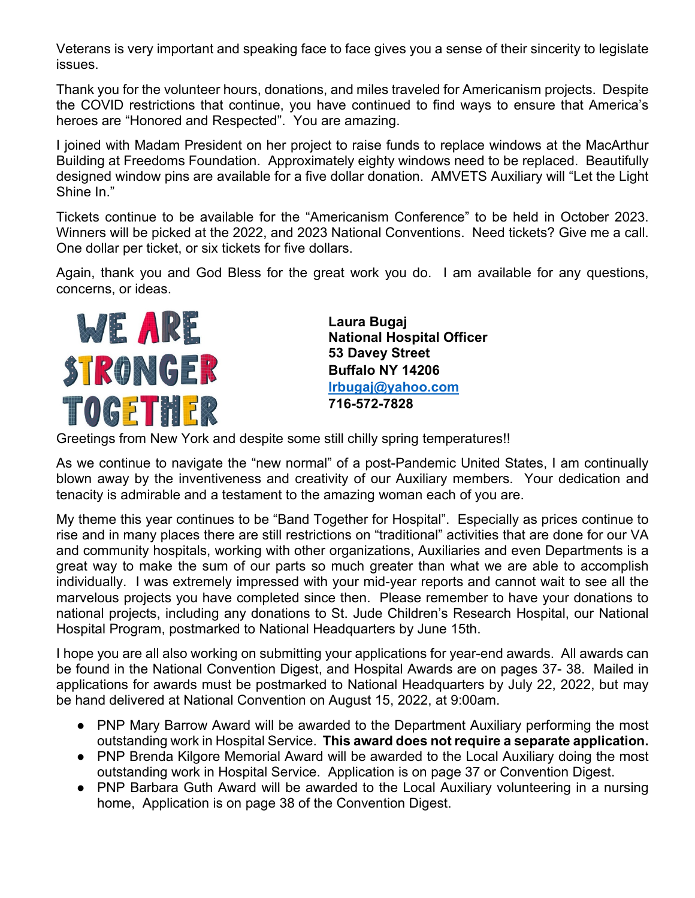Veterans is very important and speaking face to face gives you a sense of their sincerity to legislate issues.

Thank you for the volunteer hours, donations, and miles traveled for Americanism projects. Despite the COVID restrictions that continue, you have continued to find ways to ensure that America's heroes are "Honored and Respected". You are amazing.

I joined with Madam President on her project to raise funds to replace windows at the MacArthur Building at Freedoms Foundation. Approximately eighty windows need to be replaced. Beautifully designed window pins are available for a five dollar donation. AMVETS Auxiliary will "Let the Light Shine In."

Tickets continue to be available for the "Americanism Conference" to be held in October 2023. Winners will be picked at the 2022, and 2023 National Conventions. Need tickets? Give me a call. One dollar per ticket, or six tickets for five dollars.

Again, thank you and God Bless for the great work you do. I am available for any questions, concerns, or ideas.

WE ARE STRONGER TOGETHER

**Laura Bugaj**
**National Hospital Officer**
**53 Davey Street**
**Buffalo NY 14206**
**lrbugaj@yahoo.com**
**716-572-7828**

Greetings from New York and despite some still chilly spring temperatures!!

As we continue to navigate the "new normal" of a post-Pandemic United States, I am continually blown away by the inventiveness and creativity of our Auxiliary members. Your dedication and tenacity is admirable and a testament to the amazing woman each of you are.

My theme this year continues to be "Band Together for Hospital". Especially as prices continue to rise and in many places there are still restrictions on "traditional" activities that are done for our VA and community hospitals, working with other organizations, Auxiliaries and even Departments is a great way to make the sum of our parts so much greater than what we are able to accomplish individually. I was extremely impressed with your mid-year reports and cannot wait to see all the marvelous projects you have completed since then. Please remember to have your donations to national projects, including any donations to St. Jude Children's Research Hospital, our National Hospital Program, postmarked to National Headquarters by June 15th.

I hope you are all also working on submitting your applications for year-end awards. All awards can be found in the National Convention Digest, and Hospital Awards are on pages 37- 38. Mailed in applications for awards must be postmarked to National Headquarters by July 22, 2022, but may be hand delivered at National Convention on August 15, 2022, at 9:00am.

- PNP Mary Barrow Award will be awarded to the Department Auxiliary performing the most outstanding work in Hospital Service. **This award does not require a separate application.**
- PNP Brenda Kilgore Memorial Award will be awarded to the Local Auxiliary doing the most outstanding work in Hospital Service. Application is on page 37 or Convention Digest.
- PNP Barbara Guth Award will be awarded to the Local Auxiliary volunteering in a nursing home, Application is on page 38 of the Convention Digest.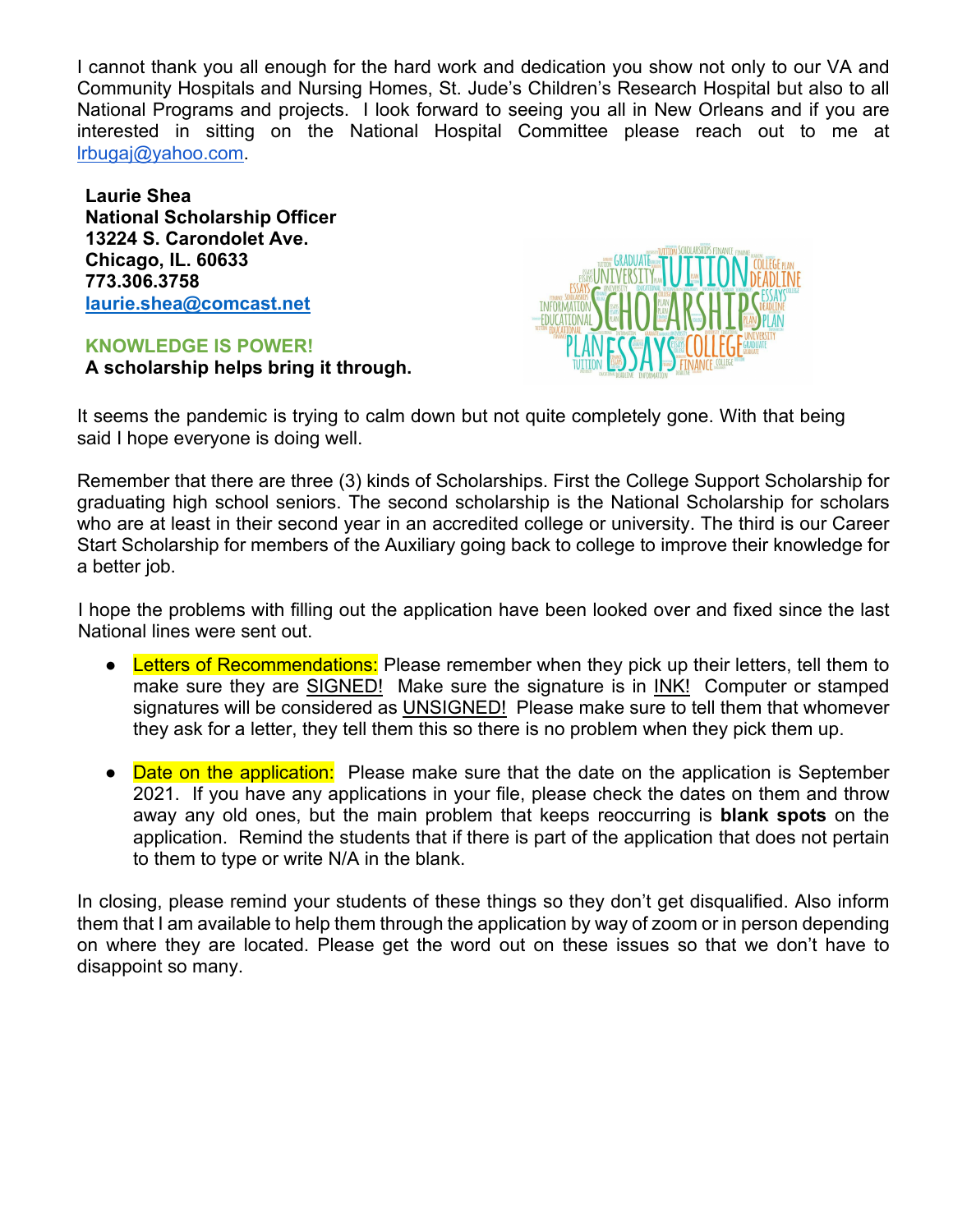I cannot thank you all enough for the hard work and dedication you show not only to our VA and Community Hospitals and Nursing Homes, St. Jude's Children's Research Hospital but also to all National Programs and projects. I look forward to seeing you all in New Orleans and if you are interested in sitting on the National Hospital Committee please reach out to me at lrbugaj@yahoo.com.

**Laurie Shea**
**National Scholarship Officer**
**13224 S. Carondolet Ave.**
**Chicago, IL. 60633**
**773.306.3758**
**laurie.shea@comcast.net**

**KNOWLEDGE IS POWER!**
**A scholarship helps bring it through.**

It seems the pandemic is trying to calm down but not quite completely gone. With that being said I hope everyone is doing well.

Remember that there are three (3) kinds of Scholarships. First the College Support Scholarship for graduating high school seniors. The second scholarship is the National Scholarship for scholars who are at least in their second year in an accredited college or university. The third is our Career Start Scholarship for members of the Auxiliary going back to college to improve their knowledge for a better job.

I hope the problems with filling out the application have been looked over and fixed since the last National lines were sent out.

- Letters of Recommendations: Please remember when they pick up their letters, tell them to make sure they are SIGNED! Make sure the signature is in INK! Computer or stamped signatures will be considered as UNSIGNED! Please make sure to tell them that whomever they ask for a letter, they tell them this so there is no problem when they pick them up.

- Date on the application: Please make sure that the date on the application is September 2021. If you have any applications in your file, please check the dates on them and throw away any old ones, but the main problem that keeps reoccurring is **blank spots** on the application. Remind the students that if there is part of the application that does not pertain to them to type or write N/A in the blank.

In closing, please remind your students of these things so they don't get disqualified. Also inform them that I am available to help them through the application by way of zoom or in person depending on where they are located. Please get the word out on these issues so that we don't have to disappoint so many.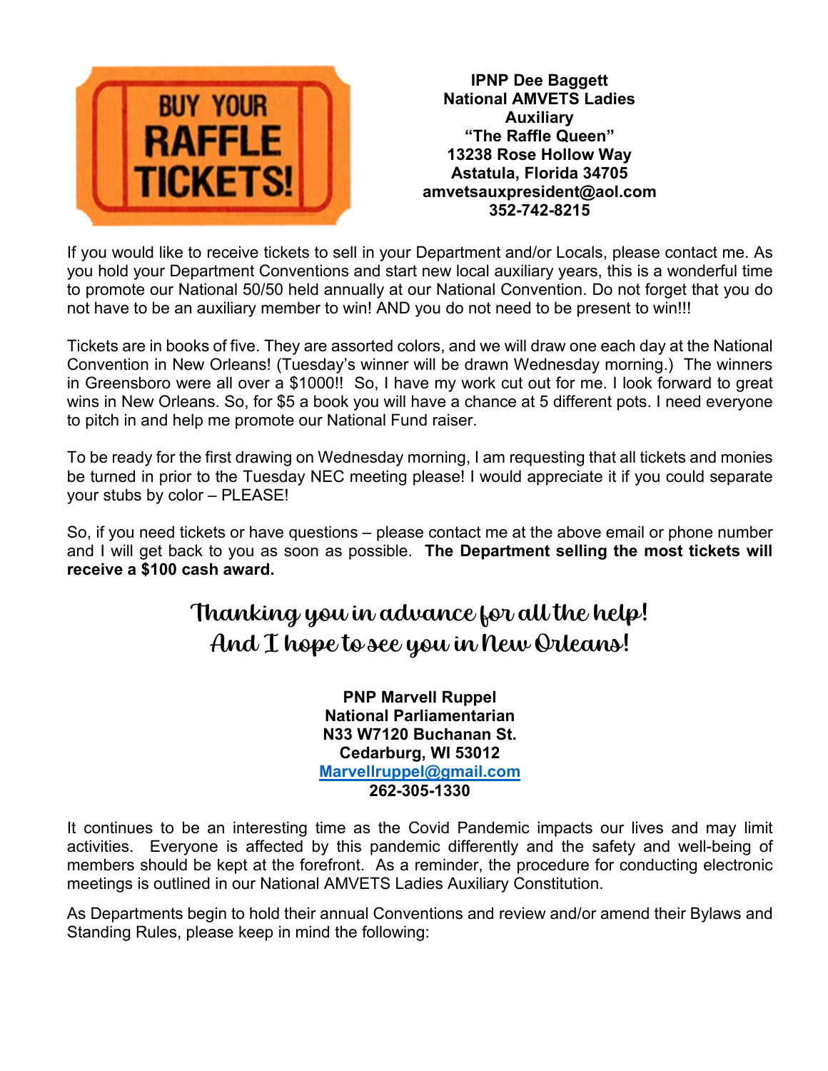**BUY YOUR RAFFLE TICKETS!**

**IPNP Dee Baggett**
**National AMVETS Ladies Auxiliary**
**"The Raffle Queen"**
**13238 Rose Hollow Way**
**Astatula, Florida 34705**
**amvetsauxpresident@aol.com**
**352-742-8215**

If you would like to receive tickets to sell in your Department and/or Locals, please contact me. As you hold your Department Conventions and start new local auxiliary years, this is a wonderful time to promote our National 50/50 held annually at our National Convention. Do not forget that you do not have to be an auxiliary member to win! AND you do not need to be present to win!!!

Tickets are in books of five. They are assorted colors, and we will draw one each day at the National Convention in New Orleans! (Tuesday's winner will be drawn Wednesday morning.) The winners in Greensboro were all over a $1000!! So, I have my work cut out for me. I look forward to great wins in New Orleans. So, for $5 a book you will have a chance at 5 different pots. I need everyone to pitch in and help me promote our National Fund raiser.

To be ready for the first drawing on Wednesday morning, I am requesting that all tickets and monies be turned in prior to the Tuesday NEC meeting please! I would appreciate it if you could separate your stubs by color – PLEASE!

So, if you need tickets or have questions – please contact me at the above email or phone number and I will get back to you as soon as possible. **The Department selling the most tickets will receive a $100 cash award.**

*Thanking you in advance for all the help!*
*And I hope to see you in New Orleans!*

**PNP Marvell Ruppel**
**National Parliamentarian**
**N33 W7120 Buchanan St.**
**Cedarburg, WI 53012**
**Marvellruppel@gmail.com**
**262-305-1330**

It continues to be an interesting time as the Covid Pandemic impacts our lives and may limit activities. Everyone is affected by this pandemic differently and the safety and well-being of members should be kept at the forefront. As a reminder, the procedure for conducting electronic meetings is outlined in our National AMVETS Ladies Auxiliary Constitution.

As Departments begin to hold their annual Conventions and review and/or amend their Bylaws and Standing Rules, please keep in mind the following: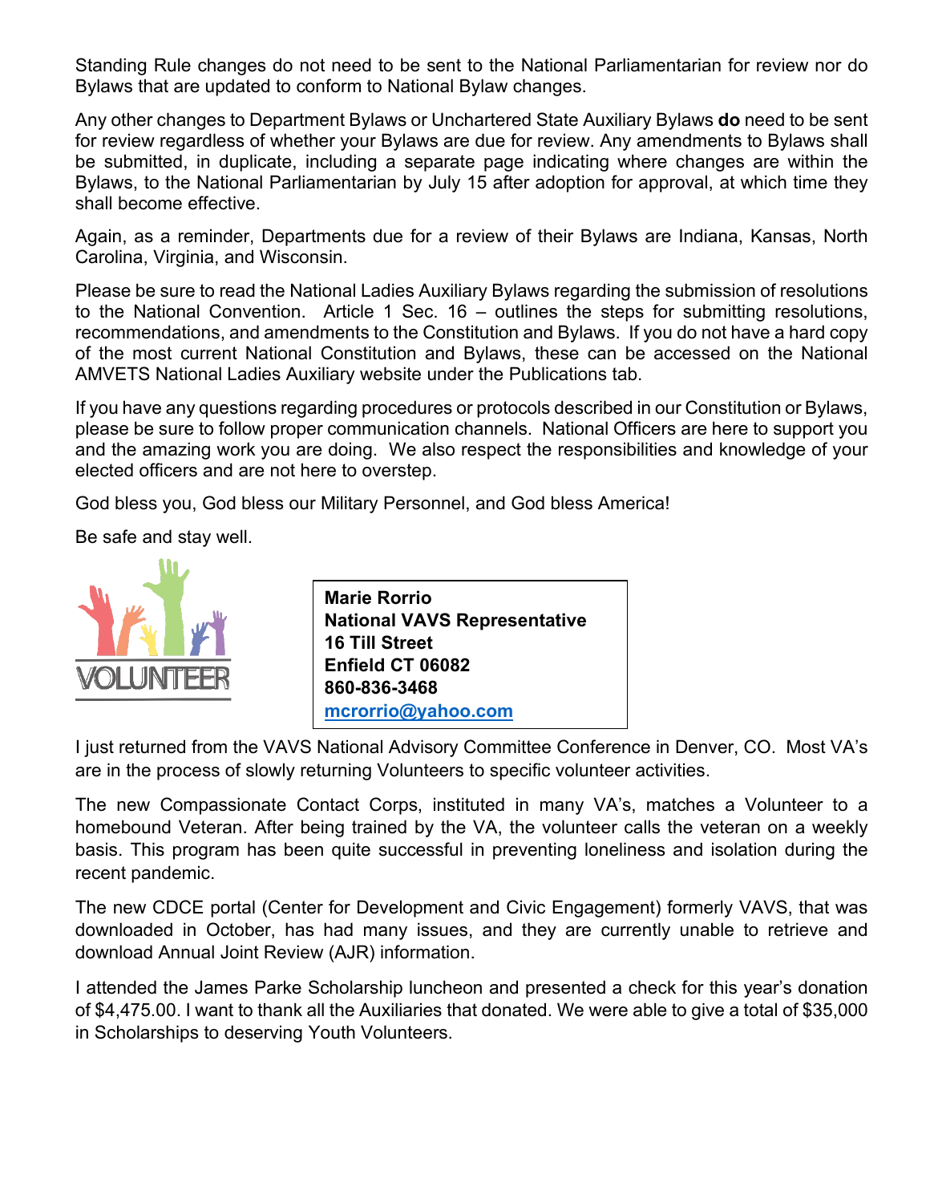Standing Rule changes do not need to be sent to the National Parliamentarian for review nor do Bylaws that are updated to conform to National Bylaw changes.

Any other changes to Department Bylaws or Unchartered State Auxiliary Bylaws **do** need to be sent for review regardless of whether your Bylaws are due for review. Any amendments to Bylaws shall be submitted, in duplicate, including a separate page indicating where changes are within the Bylaws, to the National Parliamentarian by July 15 after adoption for approval, at which time they shall become effective.

Again, as a reminder, Departments due for a review of their Bylaws are Indiana, Kansas, North Carolina, Virginia, and Wisconsin.

Please be sure to read the National Ladies Auxiliary Bylaws regarding the submission of resolutions to the National Convention. Article 1 Sec. 16 – outlines the steps for submitting resolutions, recommendations, and amendments to the Constitution and Bylaws. If you do not have a hard copy of the most current National Constitution and Bylaws, these can be accessed on the National AMVETS National Ladies Auxiliary website under the Publications tab.

If you have any questions regarding procedures or protocols described in our Constitution or Bylaws, please be sure to follow proper communication channels. National Officers are here to support you and the amazing work you are doing. We also respect the responsibilities and knowledge of your elected officers and are not here to overstep.

God bless you, God bless our Military Personnel, and God bless America!

Be safe and stay well.

VOLUNTEER

**Marie Rorrio**
**National VAVS Representative**
**16 Till Street**
**Enfield CT 06082**
**860-836-3468**
**mcrorrio@yahoo.com**

I just returned from the VAVS National Advisory Committee Conference in Denver, CO. Most VA's are in the process of slowly returning Volunteers to specific volunteer activities.

The new Compassionate Contact Corps, instituted in many VA's, matches a Volunteer to a homebound Veteran. After being trained by the VA, the volunteer calls the veteran on a weekly basis. This program has been quite successful in preventing loneliness and isolation during the recent pandemic.

The new CDCE portal (Center for Development and Civic Engagement) formerly VAVS, that was downloaded in October, has had many issues, and they are currently unable to retrieve and download Annual Joint Review (AJR) information.

I attended the James Parke Scholarship luncheon and presented a check for this year's donation of $4,475.00. I want to thank all the Auxiliaries that donated. We were able to give a total of $35,000 in Scholarships to deserving Youth Volunteers.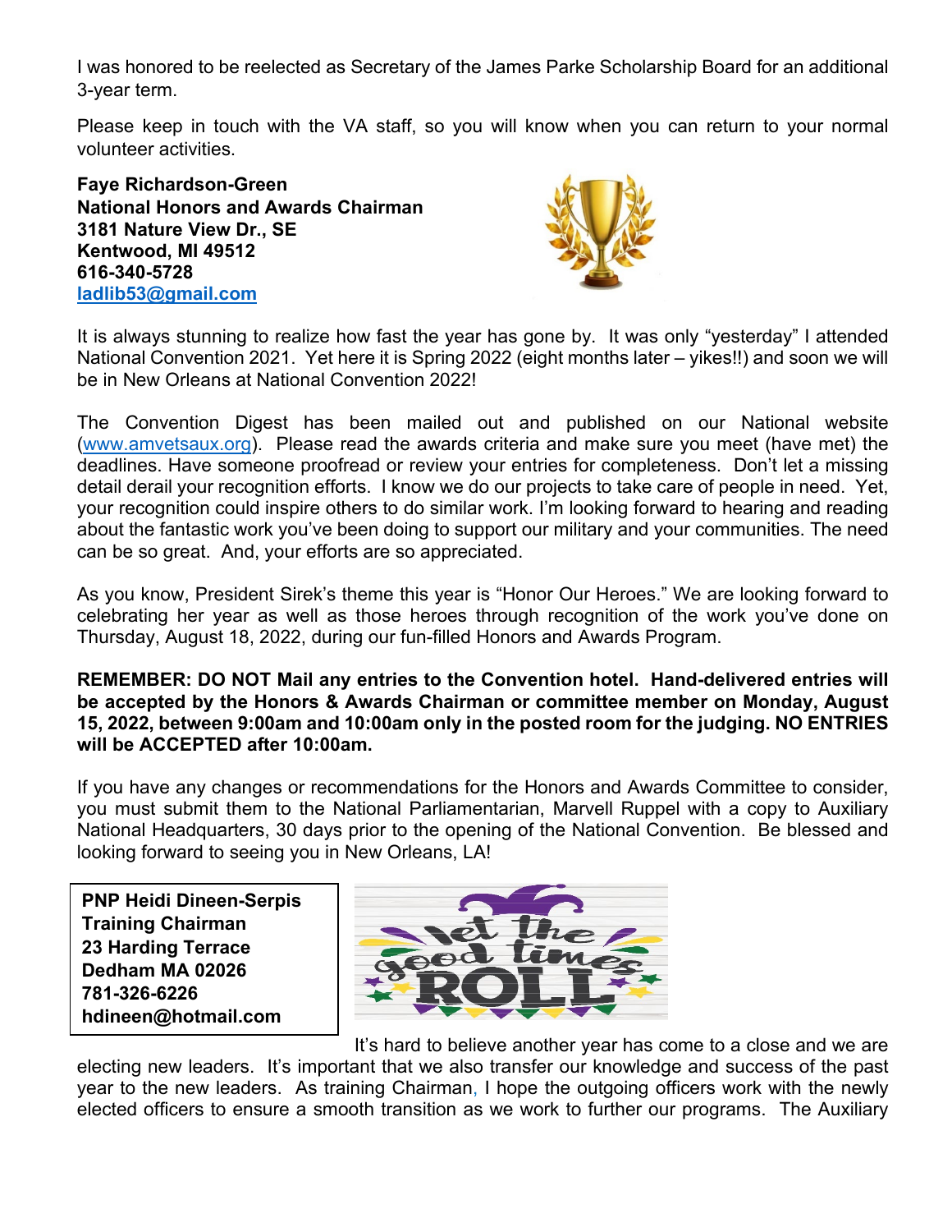I was honored to be reelected as Secretary of the James Parke Scholarship Board for an additional 3-year term.

Please keep in touch with the VA staff, so you will know when you can return to your normal volunteer activities.

**Faye Richardson-Green**
**National Honors and Awards Chairman**
**3181 Nature View Dr., SE**
**Kentwood, MI 49512**
**616-340-5728**
**ladlib53@gmail.com**

It is always stunning to realize how fast the year has gone by. It was only "yesterday" I attended National Convention 2021. Yet here it is Spring 2022 (eight months later – yikes!!) and soon we will be in New Orleans at National Convention 2022!

The Convention Digest has been mailed out and published on our National website (www.amvetsaux.org). Please read the awards criteria and make sure you meet (have met) the deadlines. Have someone proofread or review your entries for completeness. Don't let a missing detail derail your recognition efforts. I know we do our projects to take care of people in need. Yet, your recognition could inspire others to do similar work. I'm looking forward to hearing and reading about the fantastic work you've been doing to support our military and your communities. The need can be so great. And, your efforts are so appreciated.

As you know, President Sirek's theme this year is "Honor Our Heroes." We are looking forward to celebrating her year as well as those heroes through recognition of the work you've done on Thursday, August 18, 2022, during our fun-filled Honors and Awards Program.

**REMEMBER: DO NOT Mail any entries to the Convention hotel. Hand-delivered entries will be accepted by the Honors & Awards Chairman or committee member on Monday, August 15, 2022, between 9:00am and 10:00am only in the posted room for the judging. NO ENTRIES will be ACCEPTED after 10:00am.**

If you have any changes or recommendations for the Honors and Awards Committee to consider, you must submit them to the National Parliamentarian, Marvell Ruppel with a copy to Auxiliary National Headquarters, 30 days prior to the opening of the National Convention. Be blessed and looking forward to seeing you in New Orleans, LA!

**PNP Heidi Dineen-Serpis**
**Training Chairman**
**23 Harding Terrace**
**Dedham MA 02026**
**781-326-6226**
**hdineen@hotmail.com**

It's hard to believe another year has come to a close and we are electing new leaders. It's important that we also transfer our knowledge and success of the past year to the new leaders. As training Chairman, I hope the outgoing officers work with the newly elected officers to ensure a smooth transition as we work to further our programs. The Auxiliary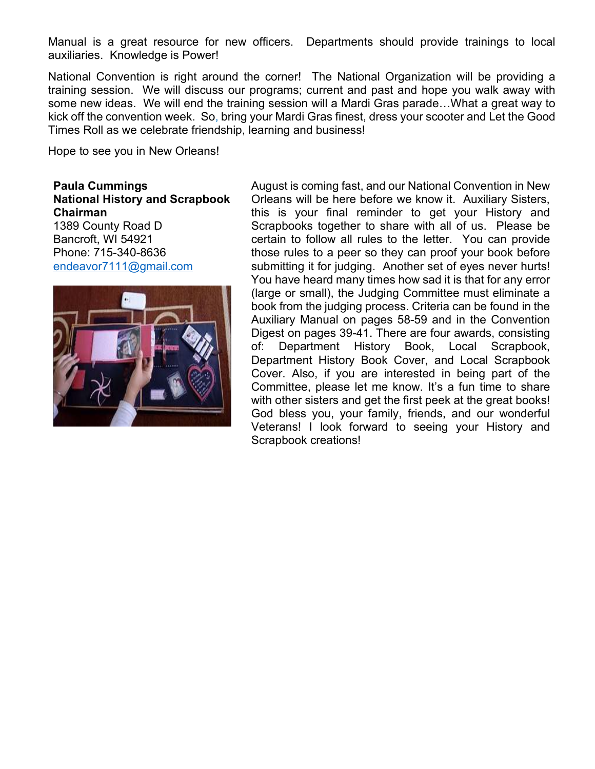Manual is a great resource for new officers. Departments should provide trainings to local auxiliaries. Knowledge is Power!

National Convention is right around the corner! The National Organization will be providing a training session. We will discuss our programs; current and past and hope you walk away with some new ideas. We will end the training session will a Mardi Gras parade…What a great way to kick off the convention week. So, bring your Mardi Gras finest, dress your scooter and Let the Good Times Roll as we celebrate friendship, learning and business!

Hope to see you in New Orleans!

**Paula Cummings**
**National History and Scrapbook Chairman**
1389 County Road D
Bancroft, WI 54921
Phone: 715-340-8636
endeavor7111@gmail.com

August is coming fast, and our National Convention in New Orleans will be here before we know it. Auxiliary Sisters, this is your final reminder to get your History and Scrapbooks together to share with all of us. Please be certain to follow all rules to the letter. You can provide those rules to a peer so they can proof your book before submitting it for judging. Another set of eyes never hurts! You have heard many times how sad it is that for any error (large or small), the Judging Committee must eliminate a book from the judging process. Criteria can be found in the Auxiliary Manual on pages 58-59 and in the Convention Digest on pages 39-41. There are four awards, consisting of: Department History Book, Local Scrapbook, Department History Book Cover, and Local Scrapbook Cover. Also, if you are interested in being part of the Committee, please let me know. It's a fun time to share with other sisters and get the first peek at the great books! God bless you, your family, friends, and our wonderful Veterans! I look forward to seeing your History and Scrapbook creations!